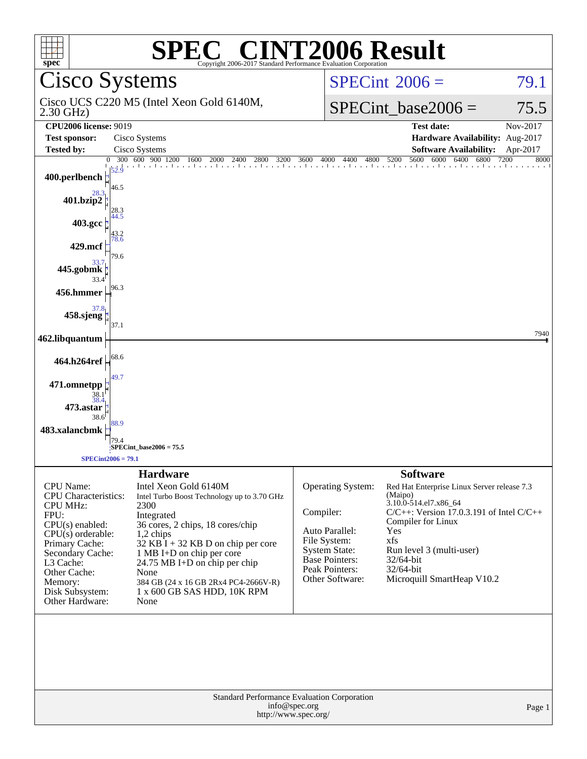# SPEC® CINT2006 Result

Copyright 2006-2017 Standard Performance Evaluation Corporation

## Cisco Systems

Cisco UCS C220 M5 (Intel Xeon Gold 6140M, 2.30 GHz)

SPECint 2006 = 79.1

SPECint_base2006 = 75.5

| | | | |
|---|---|---|---|
| **CPU2006 license:** 9019 | | **Test date:** | Nov-2017 |
| **Test sponsor:** | Cisco Systems | **Hardware Availability:** | Aug-2017 |
| **Tested by:** | Cisco Systems | **Software Availability:** | Apr-2017 |

| Benchmark | Peak | Base |
|---|---|---|
| 400.perlbench | 52.9 | 46.5 |
| 401.bzip2 | 28.3 | 28.3 |
| 403.gcc | 44.5 | 43.2 |
| 429.mcf | 78.6 | 79.6 |
| 445.gobmk | 33.7 | 33.4 |
| 456.hmmer | | 96.3 |
| 458.sjeng | 37.8 | 37.1 |
| 462.libquantum | | 7940 |
| 464.h264ref | | 68.6 |
| 471.omnetpp | 49.7 | 38.1 |
| 473.astar | 38.4 | 38.6 |
| 483.xalancbmk | 88.9 | 79.4 |

SPECint_base2006 = 75.5

SPECint2006 = 79.1

### Hardware

| | |
|---|---|
| CPU Name: | Intel Xeon Gold 6140M |
| CPU Characteristics: | Intel Turbo Boost Technology up to 3.70 GHz |
| CPU MHz: | 2300 |
| FPU: | Integrated |
| CPU(s) enabled: | 36 cores, 2 chips, 18 cores/chip |
| CPU(s) orderable: | 1,2 chips |
| Primary Cache: | 32 KB I + 32 KB D on chip per core |
| Secondary Cache: | 1 MB I+D on chip per core |
| L3 Cache: | 24.75 MB I+D on chip per chip |
| Other Cache: | None |
| Memory: | 384 GB (24 x 16 GB 2Rx4 PC4-2666V-R) |
| Disk Subsystem: | 1 x 600 GB SAS HDD, 10K RPM |
| Other Hardware: | None |

### Software

| | |
|---|---|
| Operating System: | Red Hat Enterprise Linux Server release 7.3 (Maipo) 3.10.0-514.el7.x86_64 |
| Compiler: | C/C++: Version 17.0.3.191 of Intel C/C++ Compiler for Linux |
| Auto Parallel: | Yes |
| File System: | xfs |
| System State: | Run level 3 (multi-user) |
| Base Pointers: | 32/64-bit |
| Peak Pointers: | 32/64-bit |
| Other Software: | Microquill SmartHeap V10.2 |

Standard Performance Evaluation Corporation
info@spec.org
http://www.spec.org/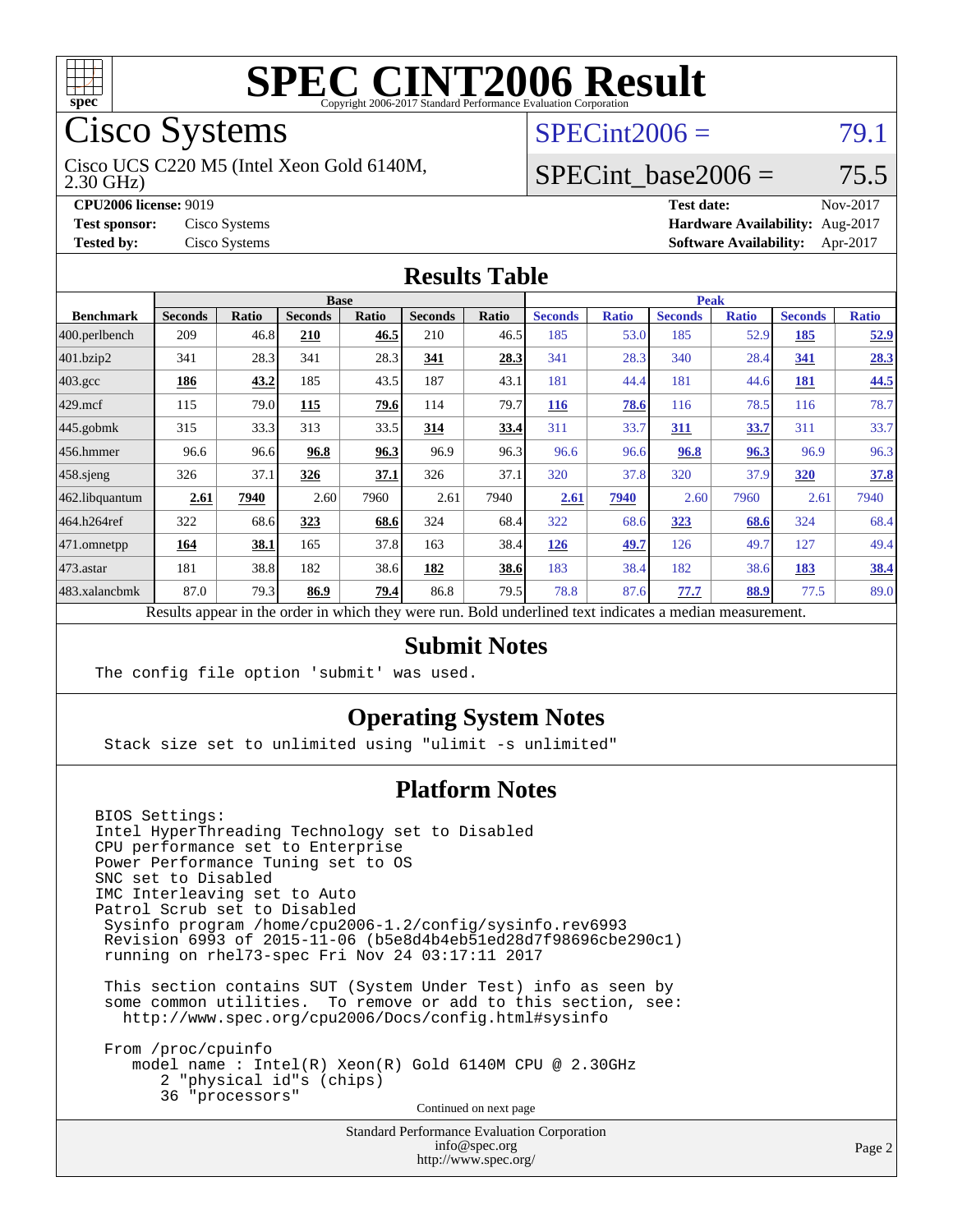# SPEC CINT2006 Result

Copyright 2006-2017 Standard Performance Evaluation Corporation

## Cisco Systems

Cisco UCS C220 M5 (Intel Xeon Gold 6140M, 2.30 GHz)

SPECint2006 = 79.1

SPECint_base2006 = 75.5

**CPU2006 license:** 9019 **Test date:** Nov-2017

**Test sponsor:** Cisco Systems **Hardware Availability:** Aug-2017

**Tested by:** Cisco Systems **Software Availability:** Apr-2017

### Results Table

| Benchmark | Base | | | | | | Peak | | | | | |
|---|---|---|---|---|---|---|---|---|---|---|---|---|
| | Seconds | Ratio | Seconds | Ratio | Seconds | Ratio | Seconds | Ratio | Seconds | Ratio | Seconds | Ratio |
| 400.perlbench | 209 | 46.8 | **210** | **46.5** | 210 | 46.5 | 185 | 53.0 | 185 | 52.9 | **185** | **52.9** |
| 401.bzip2 | 341 | 28.3 | 341 | 28.3 | **341** | **28.3** | 341 | 28.3 | 340 | 28.4 | **341** | **28.3** |
| 403.gcc | **186** | **43.2** | 185 | 43.5 | 187 | 43.1 | 181 | 44.4 | 181 | 44.6 | **181** | **44.5** |
| 429.mcf | 115 | 79.0 | **115** | **79.6** | 114 | 79.7 | **116** | **78.6** | 116 | 78.5 | 116 | 78.7 |
| 445.gobmk | 315 | 33.3 | 313 | 33.5 | **314** | **33.4** | 311 | 33.7 | **311** | **33.7** | 311 | 33.7 |
| 456.hmmer | 96.6 | 96.6 | **96.8** | **96.3** | 96.9 | 96.3 | 96.6 | 96.6 | **96.8** | **96.3** | 96.9 | 96.3 |
| 458.sjeng | 326 | 37.1 | **326** | **37.1** | 326 | 37.1 | 320 | 37.8 | 320 | 37.9 | **320** | **37.8** |
| 462.libquantum | **2.61** | **7940** | 2.60 | 7960 | 2.61 | 7940 | **2.61** | **7940** | 2.60 | 7960 | 2.61 | 7940 |
| 464.h264ref | 322 | 68.6 | **323** | **68.6** | 324 | 68.4 | 322 | 68.6 | **323** | **68.6** | 324 | 68.4 |
| 471.omnetpp | **164** | **38.1** | 165 | 37.8 | 163 | 38.4 | **126** | **49.7** | 126 | 49.7 | 127 | 49.4 |
| 473.astar | 181 | 38.8 | 182 | 38.6 | **182** | **38.6** | 183 | 38.4 | 182 | 38.6 | **183** | **38.4** |
| 483.xalancbmk | 87.0 | 79.3 | **86.9** | **79.4** | 86.8 | 79.5 | 78.8 | 87.6 | **77.7** | **88.9** | 77.5 | 89.0 |

Results appear in the order in which they were run. Bold underlined text indicates a median measurement.

### Submit Notes

```
The config file option 'submit' was used.
```

### Operating System Notes

```
Stack size set to unlimited using "ulimit -s unlimited"
```

### Platform Notes

```
BIOS Settings:
Intel HyperThreading Technology set to Disabled
CPU performance set to Enterprise
Power Performance Tuning set to OS
SNC set to Disabled
IMC Interleaving set to Auto
Patrol Scrub set to Disabled
 Sysinfo program /home/cpu2006-1.2/config/sysinfo.rev6993
 Revision 6993 of 2015-11-06 (b5e8d4b4eb51ed28d7f98696cbe290c1)
 running on rhel73-spec Fri Nov 24 03:17:11 2017

 This section contains SUT (System Under Test) info as seen by
 some common utilities.  To remove or add to this section, see:
   http://www.spec.org/cpu2006/Docs/config.html#sysinfo

 From /proc/cpuinfo
    model name : Intel(R) Xeon(R) Gold 6140M CPU @ 2.30GHz
       2 "physical id"s (chips)
       36 "processors"
```

Continued on next page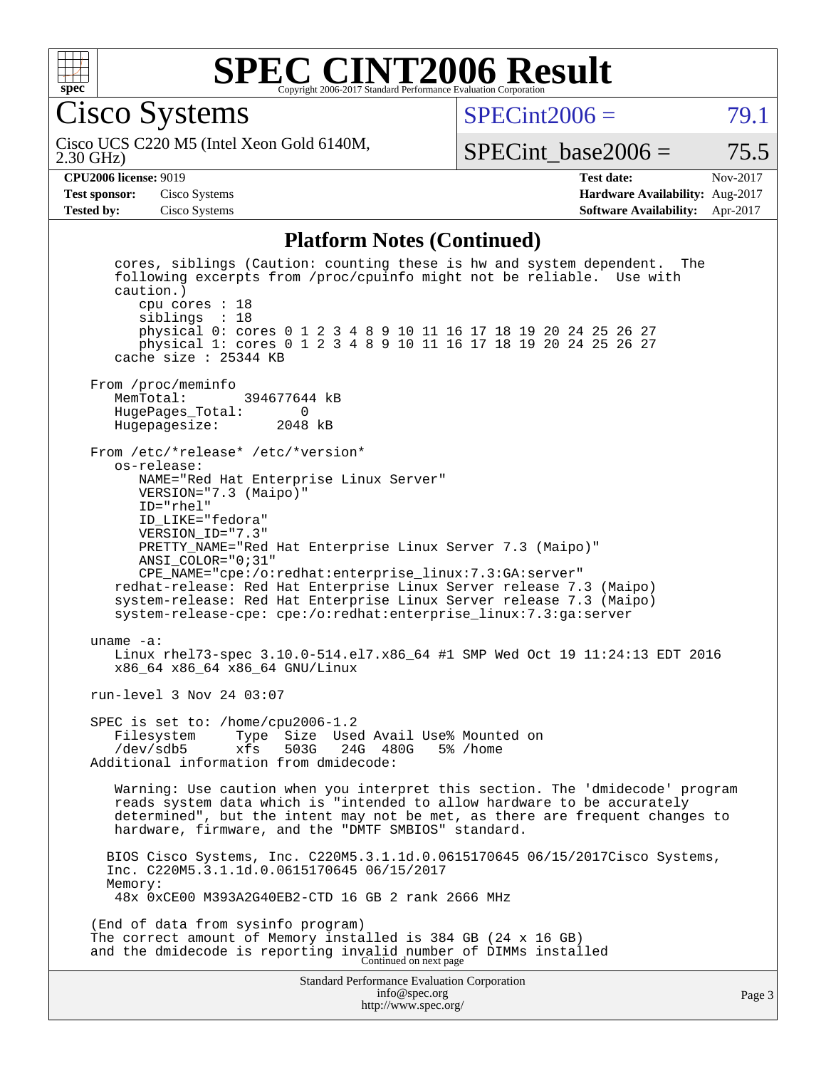# SPEC CINT2006 Result

Copyright 2006-2017 Standard Performance Evaluation Corporation

**Cisco Systems**

Cisco UCS C220 M5 (Intel Xeon Gold 6140M, 2.30 GHz)

SPECint2006 = 79.1

SPECint_base2006 = 75.5

| | | | |
|---|---|---|---|
| **CPU2006 license:** 9019 | | **Test date:** | Nov-2017 |
| **Test sponsor:** | Cisco Systems | **Hardware Availability:** | Aug-2017 |
| **Tested by:** | Cisco Systems | **Software Availability:** | Apr-2017 |

## Platform Notes (Continued)

```
      cores, siblings (Caution: counting these is hw and system dependent.  The
      following excerpts from /proc/cpuinfo might not be reliable.  Use with
      caution.)
         cpu cores : 18
         siblings  : 18
         physical 0: cores 0 1 2 3 4 8 9 10 11 16 17 18 19 20 24 25 26 27
         physical 1: cores 0 1 2 3 4 8 9 10 11 16 17 18 19 20 24 25 26 27
      cache size : 25344 KB

   From /proc/meminfo
      MemTotal:       394677644 kB
      HugePages_Total:       0
      Hugepagesize:       2048 kB

   From /etc/*release* /etc/*version*
      os-release:
         NAME="Red Hat Enterprise Linux Server"
         VERSION="7.3 (Maipo)"
         ID="rhel"
         ID_LIKE="fedora"
         VERSION_ID="7.3"
         PRETTY_NAME="Red Hat Enterprise Linux Server 7.3 (Maipo)"
         ANSI_COLOR="0;31"
         CPE_NAME="cpe:/o:redhat:enterprise_linux:7.3:GA:server"
      redhat-release: Red Hat Enterprise Linux Server release 7.3 (Maipo)
      system-release: Red Hat Enterprise Linux Server release 7.3 (Maipo)
      system-release-cpe: cpe:/o:redhat:enterprise_linux:7.3:ga:server

   uname -a:
      Linux rhel73-spec 3.10.0-514.el7.x86_64 #1 SMP Wed Oct 19 11:24:13 EDT 2016
      x86_64 x86_64 x86_64 GNU/Linux

   run-level 3 Nov 24 03:07

   SPEC is set to: /home/cpu2006-1.2
      Filesystem     Type  Size  Used Avail Use% Mounted on
      /dev/sdb5      xfs   503G   24G  480G   5% /home
   Additional information from dmidecode:

      Warning: Use caution when you interpret this section. The 'dmidecode' program
      reads system data which is "intended to allow hardware to be accurately
      determined", but the intent may not be met, as there are frequent changes to
      hardware, firmware, and the "DMTF SMBIOS" standard.

     BIOS Cisco Systems, Inc. C220M5.3.1.1d.0.0615170645 06/15/2017Cisco Systems,
     Inc. C220M5.3.1.1d.0.0615170645 06/15/2017
     Memory:
      48x 0xCE00 M393A2G40EB2-CTD 16 GB 2 rank 2666 MHz

   (End of data from sysinfo program)
   The correct amount of Memory installed is 384 GB (24 x 16 GB)
   and the dmidecode is reporting invalid number of DIMMs installed
```

Continued on next page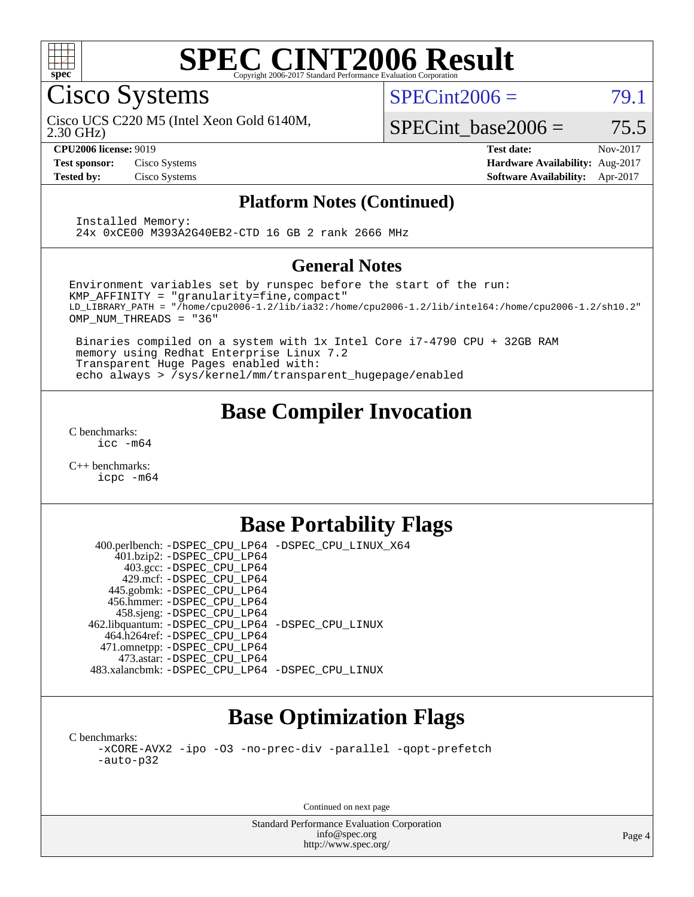# SPEC CINT2006 Result

Copyright 2006-2017 Standard Performance Evaluation Corporation

## Cisco Systems

Cisco UCS C220 M5 (Intel Xeon Gold 6140M, 2.30 GHz)

SPECint2006 = 79.1

SPECint_base2006 = 75.5

**CPU2006 license:** 9019
**Test sponsor:** Cisco Systems
**Tested by:** Cisco Systems

**Test date:** Nov-2017
**Hardware Availability:** Aug-2017
**Software Availability:** Apr-2017

## Platform Notes (Continued)

```
 Installed Memory:
 24x 0xCE00 M393A2G40EB2-CTD 16 GB 2 rank 2666 MHz
```

## General Notes

```
Environment variables set by runspec before the start of the run:
KMP_AFFINITY = "granularity=fine,compact"
LD_LIBRARY_PATH = "/home/cpu2006-1.2/lib/ia32:/home/cpu2006-1.2/lib/intel64:/home/cpu2006-1.2/sh10.2"
OMP_NUM_THREADS = "36"

 Binaries compiled on a system with 1x Intel Core i7-4790 CPU + 32GB RAM
 memory using Redhat Enterprise Linux 7.2
 Transparent Huge Pages enabled with:
 echo always > /sys/kernel/mm/transparent_hugepage/enabled
```

## Base Compiler Invocation

C benchmarks:
```
icc -m64
```

C++ benchmarks:
```
icpc -m64
```

## Base Portability Flags

```
  400.perlbench: -DSPEC_CPU_LP64 -DSPEC_CPU_LINUX_X64
      401.bzip2: -DSPEC_CPU_LP64
        403.gcc: -DSPEC_CPU_LP64
        429.mcf: -DSPEC_CPU_LP64
     445.gobmk: -DSPEC_CPU_LP64
     456.hmmer: -DSPEC_CPU_LP64
     458.sjeng: -DSPEC_CPU_LP64
462.libquantum: -DSPEC_CPU_LP64 -DSPEC_CPU_LINUX
   464.h264ref: -DSPEC_CPU_LP64
   471.omnetpp: -DSPEC_CPU_LP64
     473.astar: -DSPEC_CPU_LP64
483.xalancbmk: -DSPEC_CPU_LP64 -DSPEC_CPU_LINUX
```

## Base Optimization Flags

C benchmarks:
```
-xCORE-AVX2 -ipo -O3 -no-prec-div -parallel -qopt-prefetch
-auto-p32
```

Continued on next page

Standard Performance Evaluation Corporation
info@spec.org
http://www.spec.org/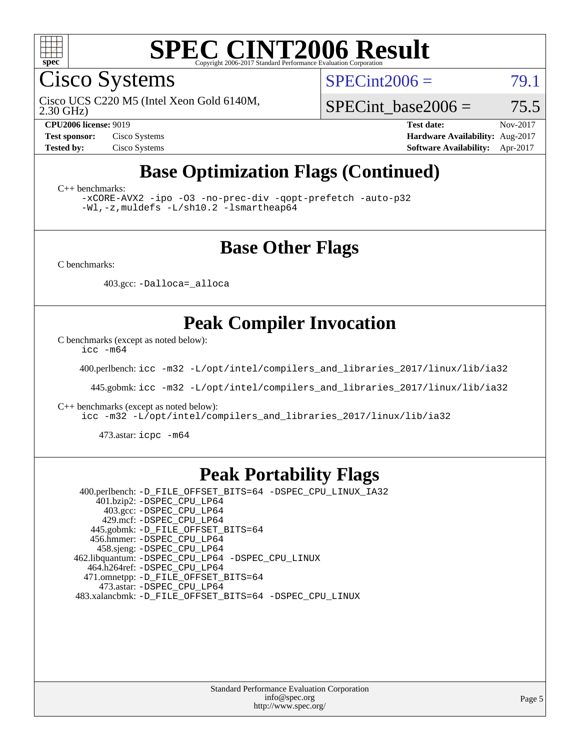# SPEC CINT2006 Result

Copyright 2006-2017 Standard Performance Evaluation Corporation

Cisco Systems

Cisco UCS C220 M5 (Intel Xeon Gold 6140M, 2.30 GHz)

SPECint2006 = 79.1

SPECint_base2006 = 75.5

**CPU2006 license:** 9019
**Test sponsor:** Cisco Systems
**Tested by:** Cisco Systems

**Test date:** Nov-2017
**Hardware Availability:** Aug-2017
**Software Availability:** Apr-2017

## Base Optimization Flags (Continued)

C++ benchmarks:

```
-xCORE-AVX2 -ipo -O3 -no-prec-div -qopt-prefetch -auto-p32
-Wl,-z,muldefs -L/sh10.2 -lsmartheap64
```

## Base Other Flags

C benchmarks:

403.gcc: `-Dalloca=_alloca`

## Peak Compiler Invocation

C benchmarks (except as noted below):

`icc -m64`

400.perlbench: `icc -m32 -L/opt/intel/compilers_and_libraries_2017/linux/lib/ia32`

445.gobmk: `icc -m32 -L/opt/intel/compilers_and_libraries_2017/linux/lib/ia32`

C++ benchmarks (except as noted below):

`icc -m32 -L/opt/intel/compilers_and_libraries_2017/linux/lib/ia32`

473.astar: `icpc -m64`

## Peak Portability Flags

400.perlbench: `-D_FILE_OFFSET_BITS=64 -DSPEC_CPU_LINUX_IA32`
401.bzip2: `-DSPEC_CPU_LP64`
403.gcc: `-DSPEC_CPU_LP64`
429.mcf: `-DSPEC_CPU_LP64`
445.gobmk: `-D_FILE_OFFSET_BITS=64`
456.hmmer: `-DSPEC_CPU_LP64`
458.sjeng: `-DSPEC_CPU_LP64`
462.libquantum: `-DSPEC_CPU_LP64 -DSPEC_CPU_LINUX`
464.h264ref: `-DSPEC_CPU_LP64`
471.omnetpp: `-D_FILE_OFFSET_BITS=64`
473.astar: `-DSPEC_CPU_LP64`
483.xalancbmk: `-D_FILE_OFFSET_BITS=64 -DSPEC_CPU_LINUX`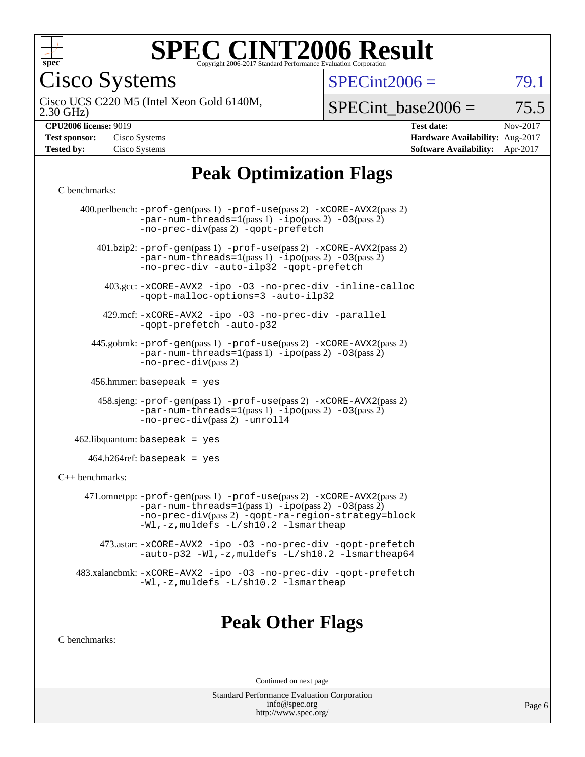# SPEC CINT2006 Result

Copyright 2006-2017 Standard Performance Evaluation Corporation

## Cisco Systems

Cisco UCS C220 M5 (Intel Xeon Gold 6140M, 2.30 GHz)

SPECint2006 = 79.1

SPECint_base2006 = 75.5

| | | | |
|---|---|---|---|
| **CPU2006 license:** 9019 | | **Test date:** | Nov-2017 |
| **Test sponsor:** | Cisco Systems | **Hardware Availability:** | Aug-2017 |
| **Tested by:** | Cisco Systems | **Software Availability:** | Apr-2017 |

## Peak Optimization Flags

C benchmarks:

400.perlbench: -prof-gen(pass 1) -prof-use(pass 2) -xCORE-AVX2(pass 2) -par-num-threads=1(pass 1) -ipo(pass 2) -O3(pass 2) -no-prec-div(pass 2) -qopt-prefetch

401.bzip2: -prof-gen(pass 1) -prof-use(pass 2) -xCORE-AVX2(pass 2) -par-num-threads=1(pass 1) -ipo(pass 2) -O3(pass 2) -no-prec-div -auto-ilp32 -qopt-prefetch

403.gcc: -xCORE-AVX2 -ipo -O3 -no-prec-div -inline-calloc -qopt-malloc-options=3 -auto-ilp32

429.mcf: -xCORE-AVX2 -ipo -O3 -no-prec-div -parallel -qopt-prefetch -auto-p32

445.gobmk: -prof-gen(pass 1) -prof-use(pass 2) -xCORE-AVX2(pass 2) -par-num-threads=1(pass 1) -ipo(pass 2) -O3(pass 2) -no-prec-div(pass 2)

456.hmmer: basepeak = yes

458.sjeng: -prof-gen(pass 1) -prof-use(pass 2) -xCORE-AVX2(pass 2) -par-num-threads=1(pass 1) -ipo(pass 2) -O3(pass 2) -no-prec-div(pass 2) -unroll4

462.libquantum: basepeak = yes

464.h264ref: basepeak = yes

C++ benchmarks:

471.omnetpp: -prof-gen(pass 1) -prof-use(pass 2) -xCORE-AVX2(pass 2) -par-num-threads=1(pass 1) -ipo(pass 2) -O3(pass 2) -no-prec-div(pass 2) -qopt-ra-region-strategy=block -Wl,-z,muldefs -L/sh10.2 -lsmartheap

473.astar: -xCORE-AVX2 -ipo -O3 -no-prec-div -qopt-prefetch -auto-p32 -Wl,-z,muldefs -L/sh10.2 -lsmartheap64

483.xalancbmk: -xCORE-AVX2 -ipo -O3 -no-prec-div -qopt-prefetch -Wl,-z,muldefs -L/sh10.2 -lsmartheap

## Peak Other Flags

C benchmarks:

Continued on next page

Standard Performance Evaluation Corporation
info@spec.org
http://www.spec.org/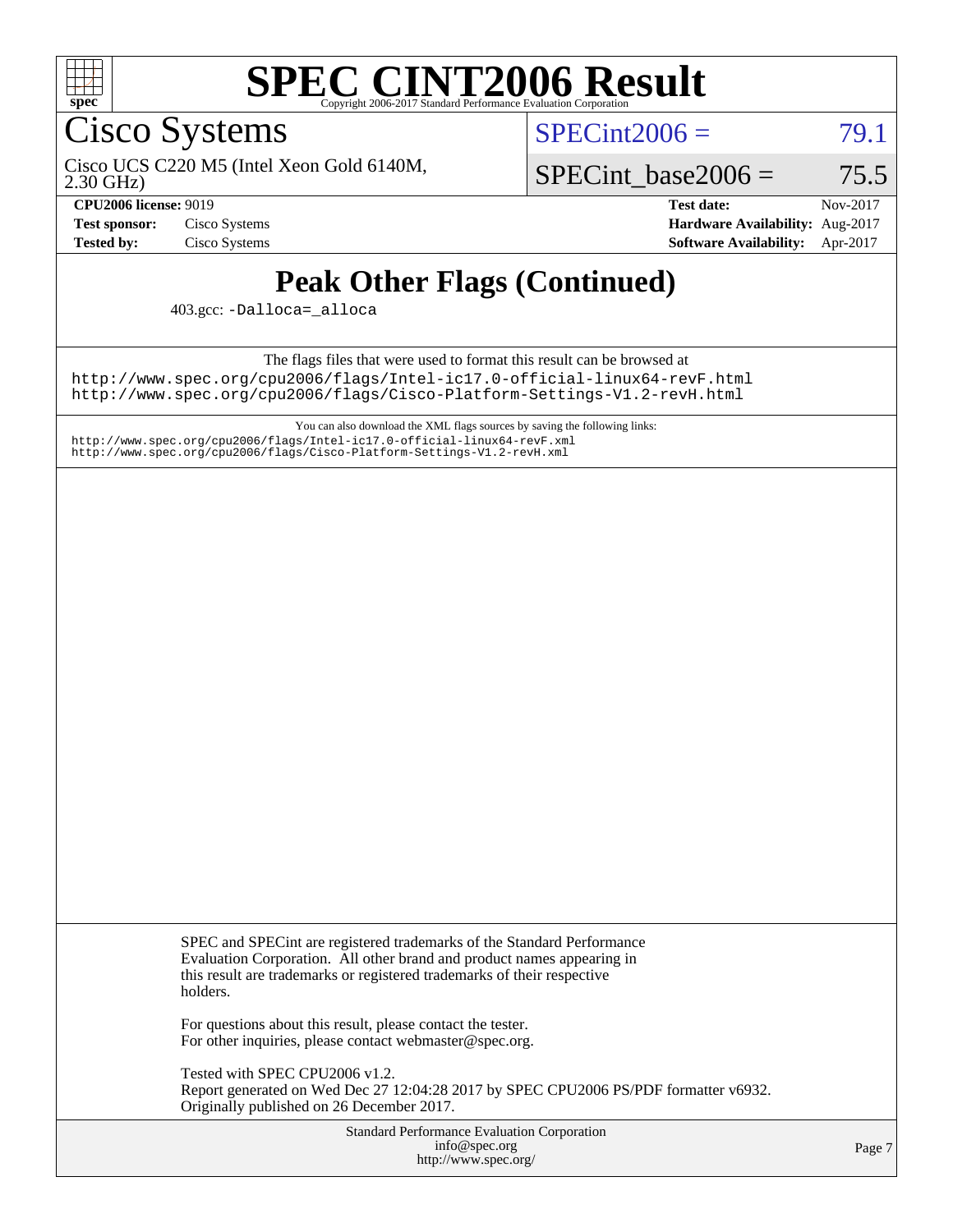# SPEC CINT2006 Result

Copyright 2006-2017 Standard Performance Evaluation Corporation

## Cisco Systems

Cisco UCS C220 M5 (Intel Xeon Gold 6140M, 2.30 GHz)

SPECint2006 = 79.1

SPECint_base2006 = 75.5

**CPU2006 license:** 9019
**Test sponsor:** Cisco Systems
**Tested by:** Cisco Systems

**Test date:** Nov-2017
**Hardware Availability:** Aug-2017
**Software Availability:** Apr-2017

## Peak Other Flags (Continued)

403.gcc: -Dalloca=_alloca

The flags files that were used to format this result can be browsed at
http://www.spec.org/cpu2006/flags/Intel-ic17.0-official-linux64-revF.html
http://www.spec.org/cpu2006/flags/Cisco-Platform-Settings-V1.2-revH.html

You can also download the XML flags sources by saving the following links:
http://www.spec.org/cpu2006/flags/Intel-ic17.0-official-linux64-revF.xml
http://www.spec.org/cpu2006/flags/Cisco-Platform-Settings-V1.2-revH.xml

SPEC and SPECint are registered trademarks of the Standard Performance Evaluation Corporation. All other brand and product names appearing in this result are trademarks or registered trademarks of their respective holders.

For questions about this result, please contact the tester.
For other inquiries, please contact webmaster@spec.org.

Tested with SPEC CPU2006 v1.2.
Report generated on Wed Dec 27 12:04:28 2017 by SPEC CPU2006 PS/PDF formatter v6932.
Originally published on 26 December 2017.

Standard Performance Evaluation Corporation
info@spec.org
http://www.spec.org/